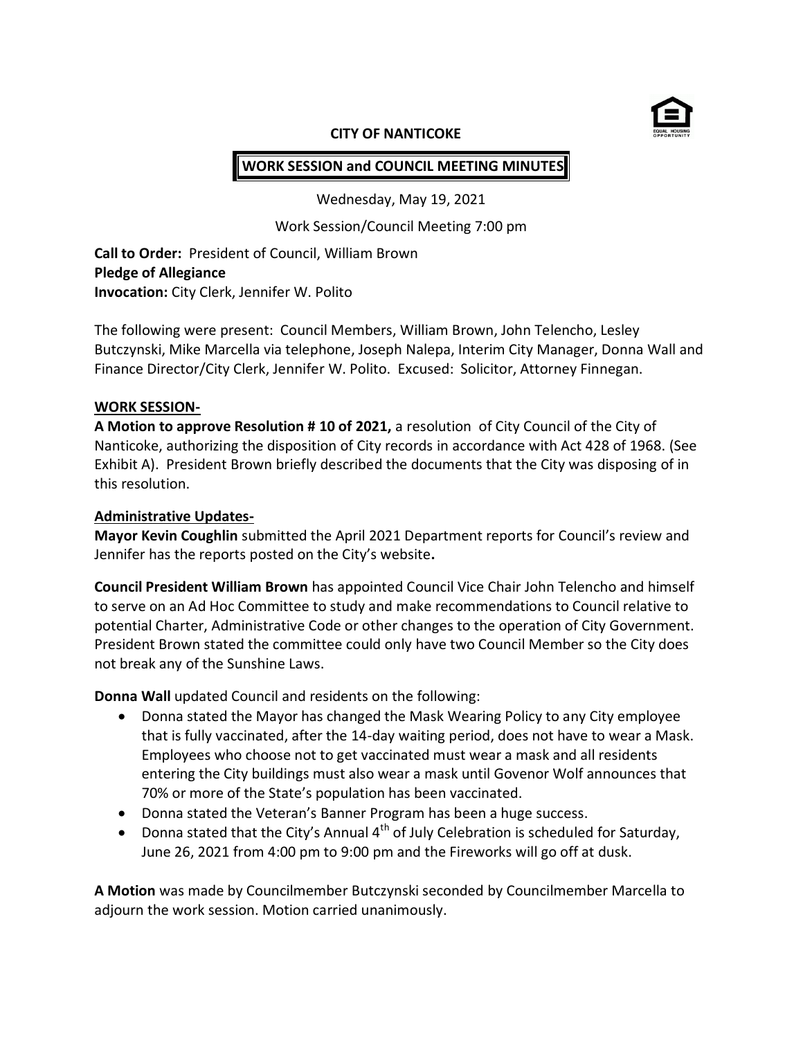# CITY OF NANTICOKE

## WORK SESSION and COUNCIL MEETING MINUTES

Wednesday, May 19, 2021

Work Session/Council Meeting 7:00 pm

**Call to Order:** President of Council, William Brown
**Pledge of Allegiance**
**Invocation:** City Clerk, Jennifer W. Polito

The following were present: Council Members, William Brown, John Telencho, Lesley Butczynski, Mike Marcella via telephone, Joseph Nalepa, Interim City Manager, Donna Wall and Finance Director/City Clerk, Jennifer W. Polito. Excused: Solicitor, Attorney Finnegan.

**WORK SESSION-**

**A Motion to approve Resolution # 10 of 2021,** a resolution of City Council of the City of Nanticoke, authorizing the disposition of City records in accordance with Act 428 of 1968. (See Exhibit A). President Brown briefly described the documents that the City was disposing of in this resolution.

**Administrative Updates-**

**Mayor Kevin Coughlin** submitted the April 2021 Department reports for Council's review and Jennifer has the reports posted on the City's website**.**

**Council President William Brown** has appointed Council Vice Chair John Telencho and himself to serve on an Ad Hoc Committee to study and make recommendations to Council relative to potential Charter, Administrative Code or other changes to the operation of City Government. President Brown stated the committee could only have two Council Member so the City does not break any of the Sunshine Laws.

**Donna Wall** updated Council and residents on the following:

- Donna stated the Mayor has changed the Mask Wearing Policy to any City employee that is fully vaccinated, after the 14-day waiting period, does not have to wear a Mask. Employees who choose not to get vaccinated must wear a mask and all residents entering the City buildings must also wear a mask until Govenor Wolf announces that 70% or more of the State's population has been vaccinated.
- Donna stated the Veteran's Banner Program has been a huge success.
- Donna stated that the City's Annual 4th of July Celebration is scheduled for Saturday, June 26, 2021 from 4:00 pm to 9:00 pm and the Fireworks will go off at dusk.

**A Motion** was made by Councilmember Butczynski seconded by Councilmember Marcella to adjourn the work session. Motion carried unanimously.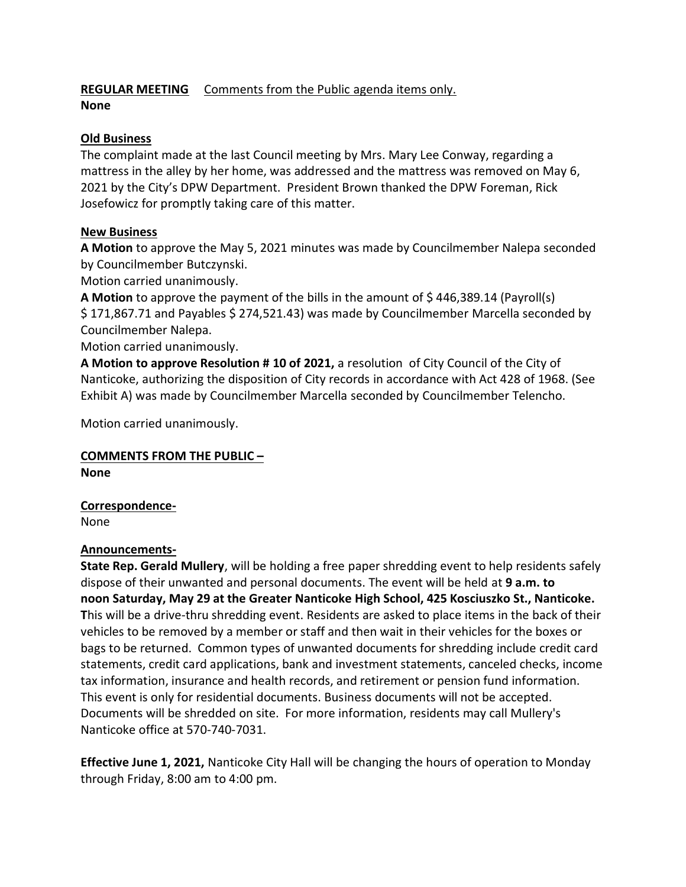**REGULAR MEETING** Comments from the Public agenda items only.
**None**

**Old Business**

The complaint made at the last Council meeting by Mrs. Mary Lee Conway, regarding a mattress in the alley by her home, was addressed and the mattress was removed on May 6, 2021 by the City's DPW Department. President Brown thanked the DPW Foreman, Rick Josefowicz for promptly taking care of this matter.

**New Business**

**A Motion** to approve the May 5, 2021 minutes was made by Councilmember Nalepa seconded by Councilmember Butczynski.
Motion carried unanimously.

**A Motion** to approve the payment of the bills in the amount of $ 446,389.14 (Payroll(s) $ 171,867.71 and Payables $ 274,521.43) was made by Councilmember Marcella seconded by Councilmember Nalepa.
Motion carried unanimously.

**A Motion to approve Resolution # 10 of 2021,** a resolution of City Council of the City of Nanticoke, authorizing the disposition of City records in accordance with Act 428 of 1968. (See Exhibit A) was made by Councilmember Marcella seconded by Councilmember Telencho.

Motion carried unanimously.

**COMMENTS FROM THE PUBLIC –**
**None**

**Correspondence-**
None

**Announcements-**

**State Rep. Gerald Mullery**, will be holding a free paper shredding event to help residents safely dispose of their unwanted and personal documents. The event will be held at **9 a.m. to noon Saturday, May 29 at the Greater Nanticoke High School, 425 Kosciuszko St., Nanticoke. T**his will be a drive-thru shredding event. Residents are asked to place items in the back of their vehicles to be removed by a member or staff and then wait in their vehicles for the boxes or bags to be returned. Common types of unwanted documents for shredding include credit card statements, credit card applications, bank and investment statements, canceled checks, income tax information, insurance and health records, and retirement or pension fund information. This event is only for residential documents. Business documents will not be accepted. Documents will be shredded on site. For more information, residents may call Mullery's Nanticoke office at 570-740-7031.

**Effective June 1, 2021,** Nanticoke City Hall will be changing the hours of operation to Monday through Friday, 8:00 am to 4:00 pm.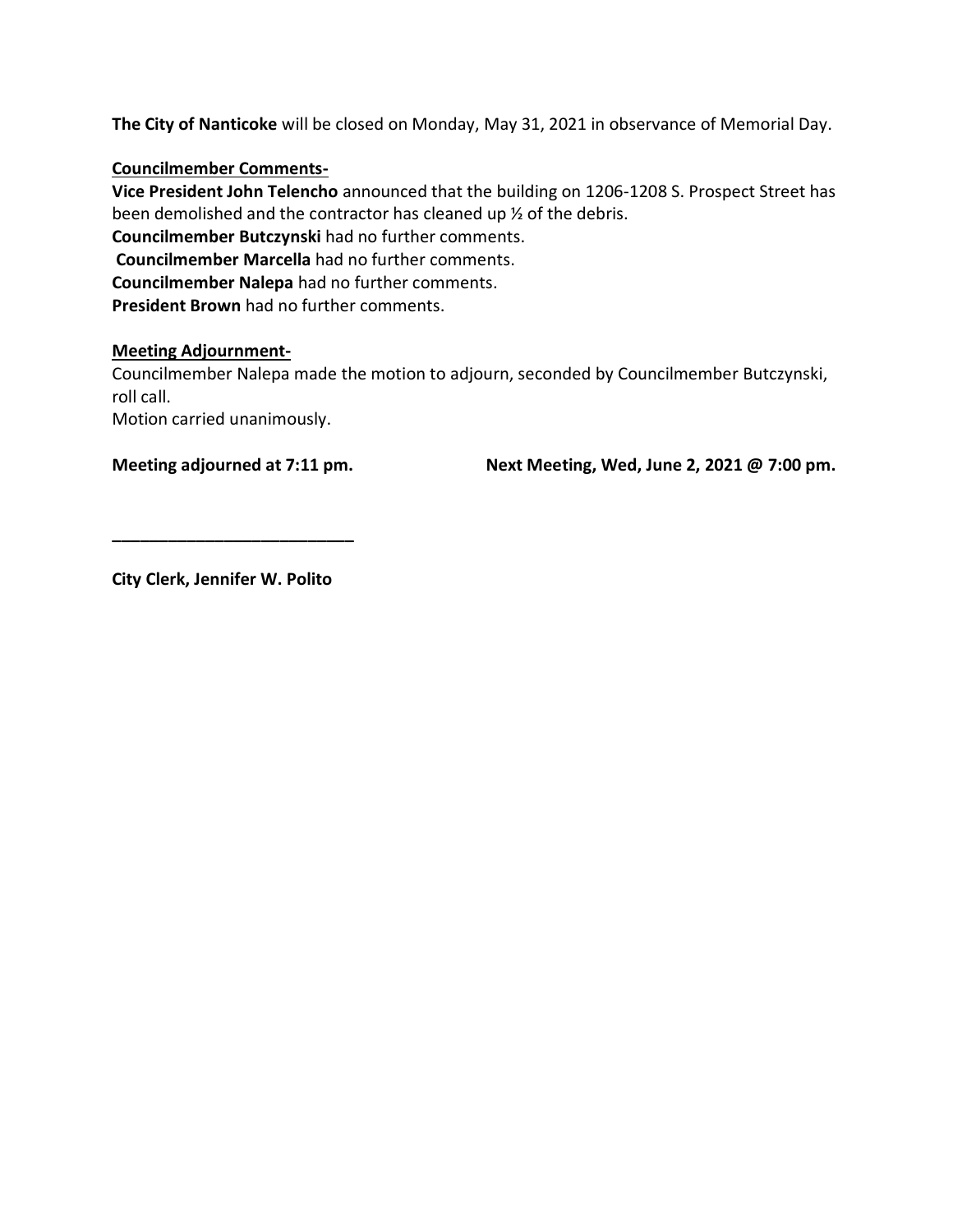**The City of Nanticoke** will be closed on Monday, May 31, 2021 in observance of Memorial Day.

**Councilmember Comments-**

**Vice President John Telencho** announced that the building on 1206-1208 S. Prospect Street has been demolished and the contractor has cleaned up ½ of the debris.
**Councilmember Butczynski** had no further comments.
**Councilmember Marcella** had no further comments.
**Councilmember Nalepa** had no further comments.
**President Brown** had no further comments.

**Meeting Adjournment-**

Councilmember Nalepa made the motion to adjourn, seconded by Councilmember Butczynski, roll call.
Motion carried unanimously.

**Meeting adjourned at 7:11 pm.** **Next Meeting, Wed, June 2, 2021 @ 7:00 pm.**

\_\_\_\_\_\_\_\_\_\_\_\_\_\_\_\_\_\_\_\_\_\_\_\_\_\_

**City Clerk, Jennifer W. Polito**